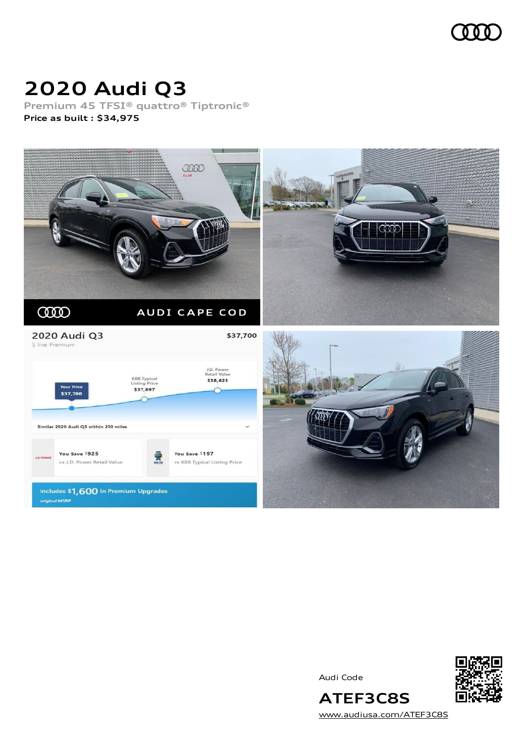# 2020 Audi Q3

Premium 45 TFSI® quattro® Tiptronic®

**Price as built : $34,975**

Audi Code

**ATEF3C8S**

www.audiusa.com/ATEF3C8S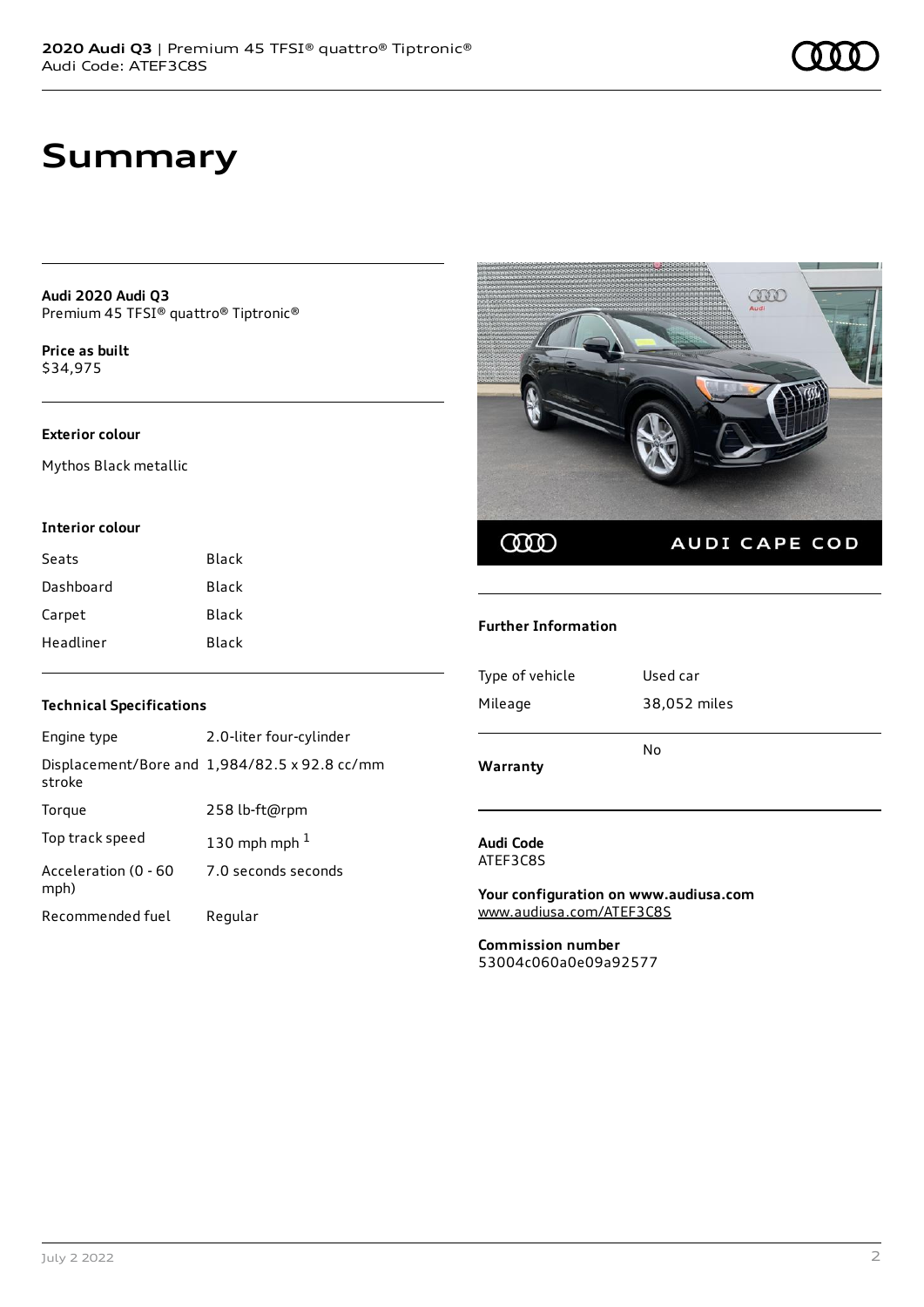# Summary

**Audi 2020 Audi Q3**
Premium 45 TFSI® quattro® Tiptronic®

**Price as built**
$34,975

### Exterior colour

Mythos Black metallic

### Interior colour

| | |
|---|---|
| Seats | Black |
| Dashboard | Black |
| Carpet | Black |
| Headliner | Black |

### Technical Specifications

| | |
|---|---|
| Engine type | 2.0-liter four-cylinder |
| Displacement/Bore and stroke | 1,984/82.5 x 92.8 cc/mm |
| Torque | 258 lb-ft@rpm |
| Top track speed | 130 mph mph [1] |
| Acceleration (0 - 60 mph) | 7.0 seconds seconds |
| Recommended fuel | Regular |

### Further Information

| | |
|---|---|
| Type of vehicle | Used car |
| Mileage | 38,052 miles |
| **Warranty** | No |

**Audi Code**
ATEF3C8S

**Your configuration on www.audiusa.com**
www.audiusa.com/ATEF3C8S

**Commission number**
53004c060a0e09a92577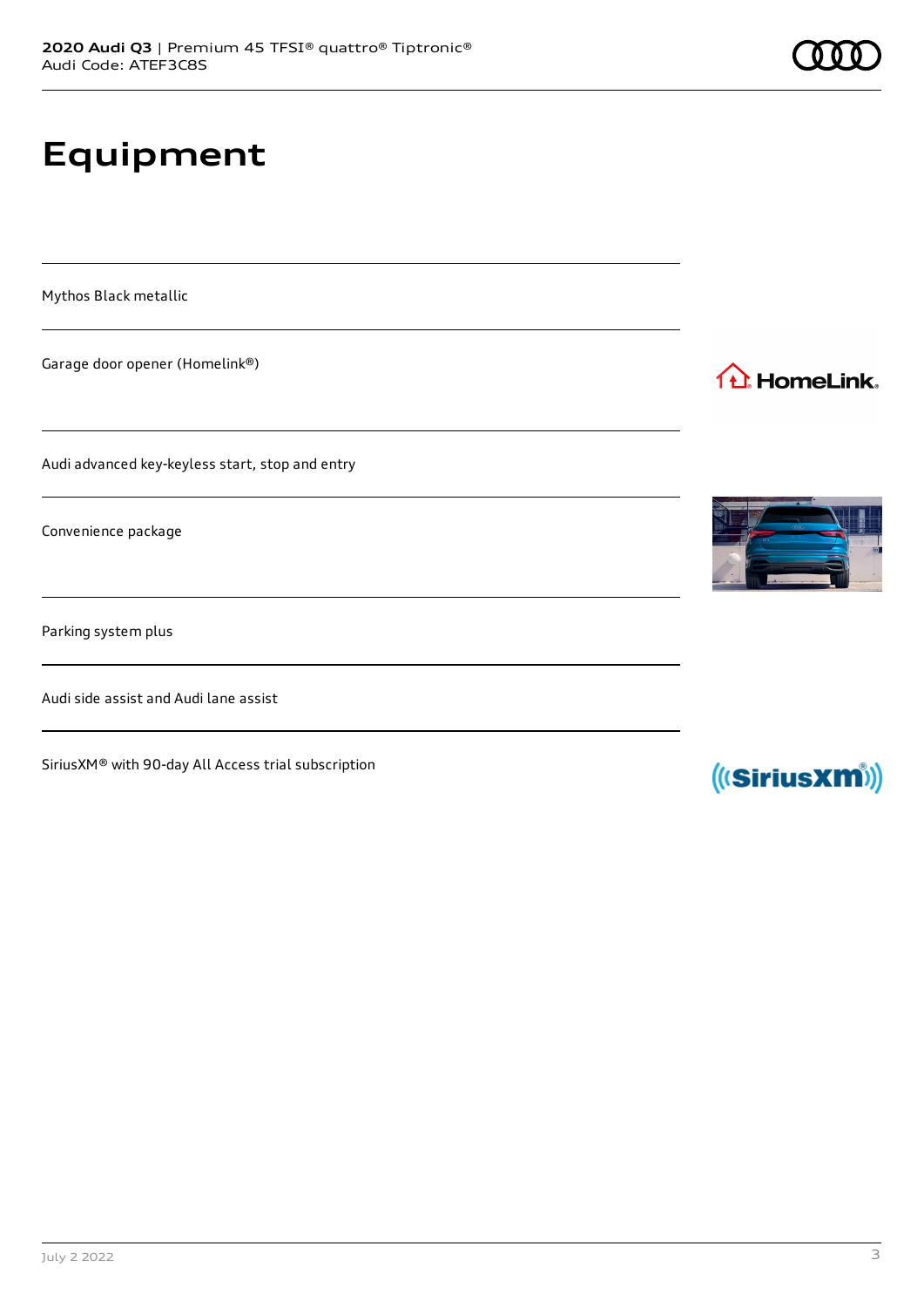# Equipment

Mythos Black metallic

Garage door opener (Homelink®)

Audi advanced key-keyless start, stop and entry

Convenience package

Parking system plus

Audi side assist and Audi lane assist

SiriusXM® with 90-day All Access trial subscription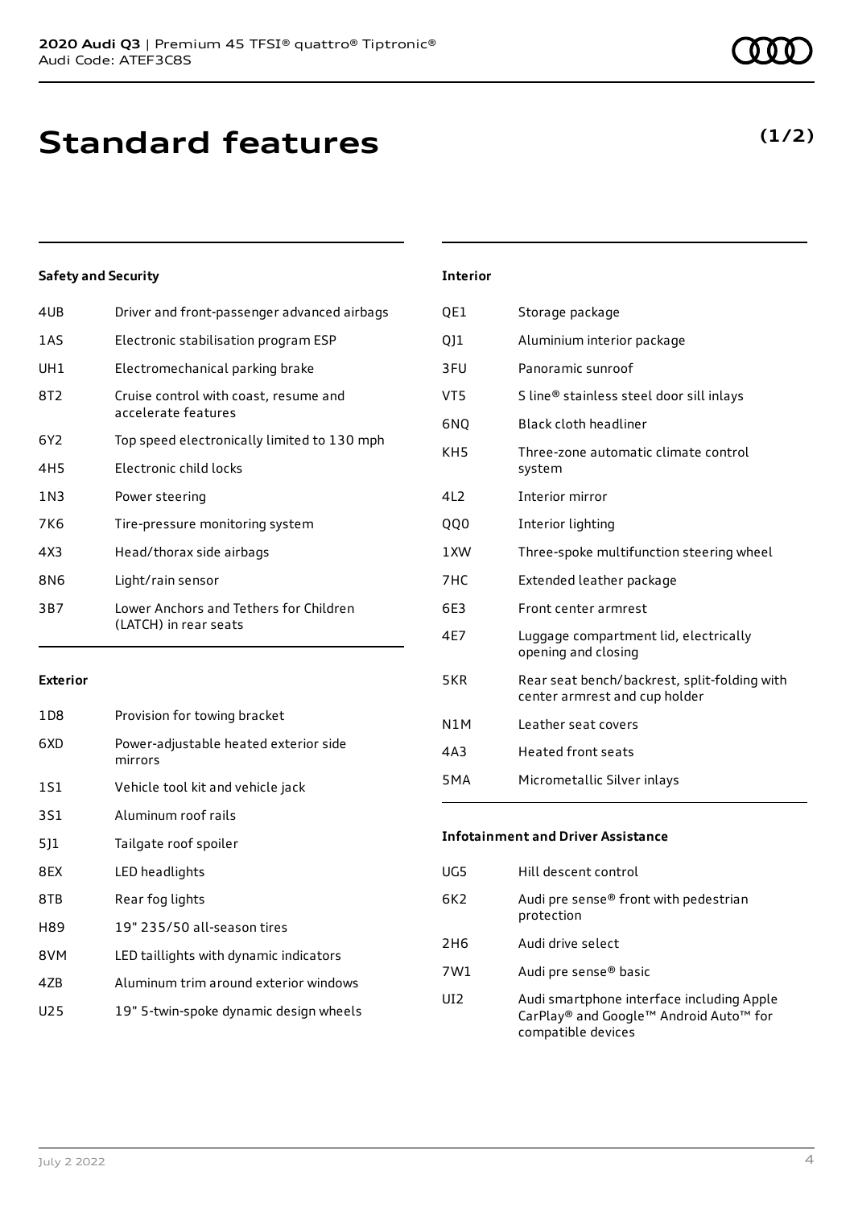# Standard features

**(1/2)**

### Safety and Security

| | |
|---|---|
| 4UB | Driver and front-passenger advanced airbags |
| 1AS | Electronic stabilisation program ESP |
| UH1 | Electromechanical parking brake |
| 8T2 | Cruise control with coast, resume and accelerate features |
| 6Y2 | Top speed electronically limited to 130 mph |
| 4H5 | Electronic child locks |
| 1N3 | Power steering |
| 7K6 | Tire-pressure monitoring system |
| 4X3 | Head/thorax side airbags |
| 8N6 | Light/rain sensor |
| 3B7 | Lower Anchors and Tethers for Children (LATCH) in rear seats |

### Exterior

| | |
|---|---|
| 1D8 | Provision for towing bracket |
| 6XD | Power-adjustable heated exterior side mirrors |
| 1S1 | Vehicle tool kit and vehicle jack |
| 3S1 | Aluminum roof rails |
| 5J1 | Tailgate roof spoiler |
| 8EX | LED headlights |
| 8TB | Rear fog lights |
| H89 | 19" 235/50 all-season tires |
| 8VM | LED taillights with dynamic indicators |
| 4ZB | Aluminum trim around exterior windows |
| U25 | 19" 5-twin-spoke dynamic design wheels |

### Interior

| | |
|---|---|
| QE1 | Storage package |
| QJ1 | Aluminium interior package |
| 3FU | Panoramic sunroof |
| VT5 | S line® stainless steel door sill inlays |
| 6NQ | Black cloth headliner |
| KH5 | Three-zone automatic climate control system |
| 4L2 | Interior mirror |
| QQ0 | Interior lighting |
| 1XW | Three-spoke multifunction steering wheel |
| 7HC | Extended leather package |
| 6E3 | Front center armrest |
| 4E7 | Luggage compartment lid, electrically opening and closing |
| 5KR | Rear seat bench/backrest, split-folding with center armrest and cup holder |
| N1M | Leather seat covers |
| 4A3 | Heated front seats |
| 5MA | Micrometallic Silver inlays |

### Infotainment and Driver Assistance

| | |
|---|---|
| UG5 | Hill descent control |
| 6K2 | Audi pre sense® front with pedestrian protection |
| 2H6 | Audi drive select |
| 7W1 | Audi pre sense® basic |
| UI2 | Audi smartphone interface including Apple CarPlay® and Google™ Android Auto™ for compatible devices |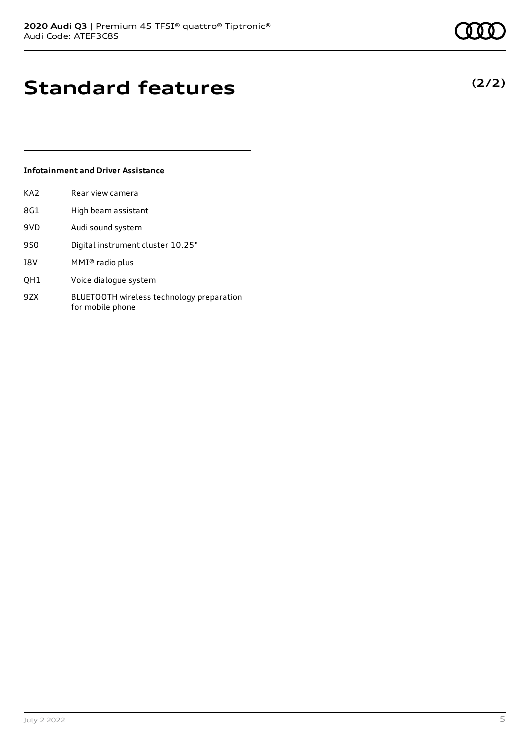# Standard features

**(2/2)**

### Infotainment and Driver Assistance

| | |
|---|---|
| KA2 | Rear view camera |
| 8G1 | High beam assistant |
| 9VD | Audi sound system |
| 9S0 | Digital instrument cluster 10.25" |
| I8V | MMI® radio plus |
| QH1 | Voice dialogue system |
| 9ZX | BLUETOOTH wireless technology preparation for mobile phone |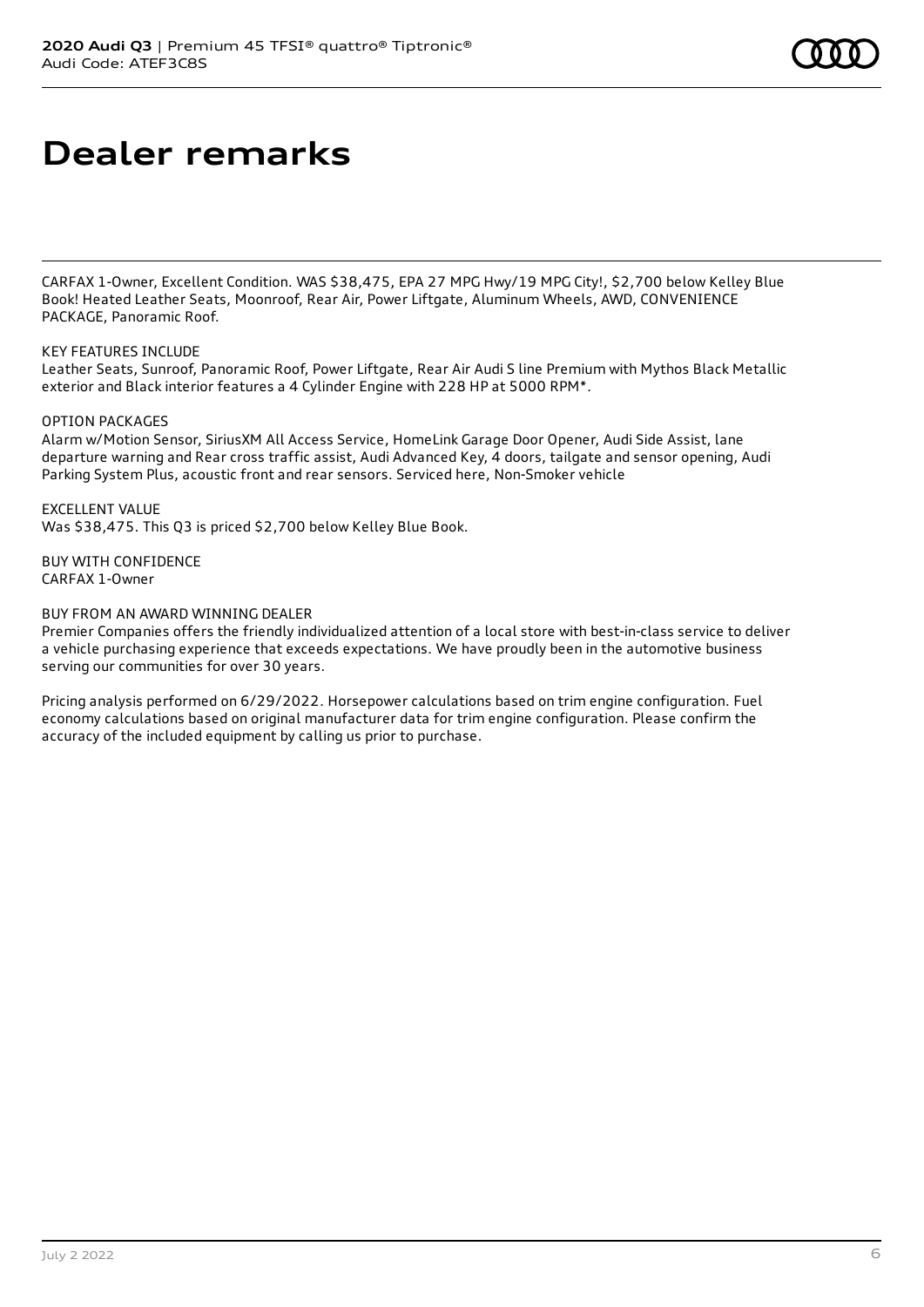# Dealer remarks

CARFAX 1-Owner, Excellent Condition. WAS $38,475, EPA 27 MPG Hwy/19 MPG City!, $2,700 below Kelley Blue Book! Heated Leather Seats, Moonroof, Rear Air, Power Liftgate, Aluminum Wheels, AWD, CONVENIENCE PACKAGE, Panoramic Roof.

KEY FEATURES INCLUDE
Leather Seats, Sunroof, Panoramic Roof, Power Liftgate, Rear Air Audi S line Premium with Mythos Black Metallic exterior and Black interior features a 4 Cylinder Engine with 228 HP at 5000 RPM*.

OPTION PACKAGES
Alarm w/Motion Sensor, SiriusXM All Access Service, HomeLink Garage Door Opener, Audi Side Assist, lane departure warning and Rear cross traffic assist, Audi Advanced Key, 4 doors, tailgate and sensor opening, Audi Parking System Plus, acoustic front and rear sensors. Serviced here, Non-Smoker vehicle

EXCELLENT VALUE
Was $38,475. This Q3 is priced $2,700 below Kelley Blue Book.

BUY WITH CONFIDENCE
CARFAX 1-Owner

BUY FROM AN AWARD WINNING DEALER
Premier Companies offers the friendly individualized attention of a local store with best-in-class service to deliver a vehicle purchasing experience that exceeds expectations. We have proudly been in the automotive business serving our communities for over 30 years.

Pricing analysis performed on 6/29/2022. Horsepower calculations based on trim engine configuration. Fuel economy calculations based on original manufacturer data for trim engine configuration. Please confirm the accuracy of the included equipment by calling us prior to purchase.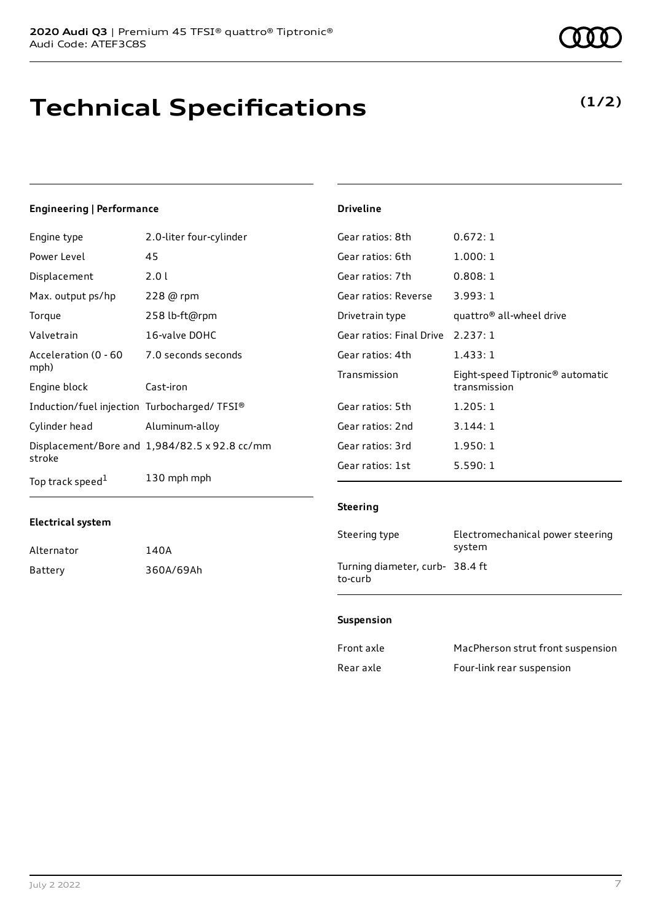**2020 Audi Q3** | Premium 45 TFSI® quattro® Tiptronic®
Audi Code: ATEF3C8S

# Technical Specifications

**(1/2)**

### Engineering | Performance

| | |
|---|---|
| Engine type | 2.0-liter four-cylinder |
| Power Level | 45 |
| Displacement | 2.0 l |
| Max. output ps/hp | 228 @ rpm |
| Torque | 258 lb-ft@rpm |
| Valvetrain | 16-valve DOHC |
| Acceleration (0 - 60 mph) | 7.0 seconds seconds |
| Engine block | Cast-iron |
| Induction/fuel injection | Turbocharged/ TFSI® |
| Cylinder head | Aluminum-alloy |
| Displacement/Bore and stroke | 1,984/82.5 x 92.8 cc/mm |
| Top track speed[1] | 130 mph mph |

### Electrical system

| | |
|---|---|
| Alternator | 140A |
| Battery | 360A/69Ah |

### Driveline

| | |
|---|---|
| Gear ratios: 8th | 0.672: 1 |
| Gear ratios: 6th | 1.000: 1 |
| Gear ratios: 7th | 0.808: 1 |
| Gear ratios: Reverse | 3.993: 1 |
| Drivetrain type | quattro® all-wheel drive |
| Gear ratios: Final Drive | 2.237: 1 |
| Gear ratios: 4th | 1.433: 1 |
| Transmission | Eight-speed Tiptronic® automatic transmission |
| Gear ratios: 5th | 1.205: 1 |
| Gear ratios: 2nd | 3.144: 1 |
| Gear ratios: 3rd | 1.950: 1 |
| Gear ratios: 1st | 5.590: 1 |

### Steering

| | |
|---|---|
| Steering type | Electromechanical power steering system |
| Turning diameter, curb-to-curb | 38.4 ft |

### Suspension

| | |
|---|---|
| Front axle | MacPherson strut front suspension |
| Rear axle | Four-link rear suspension |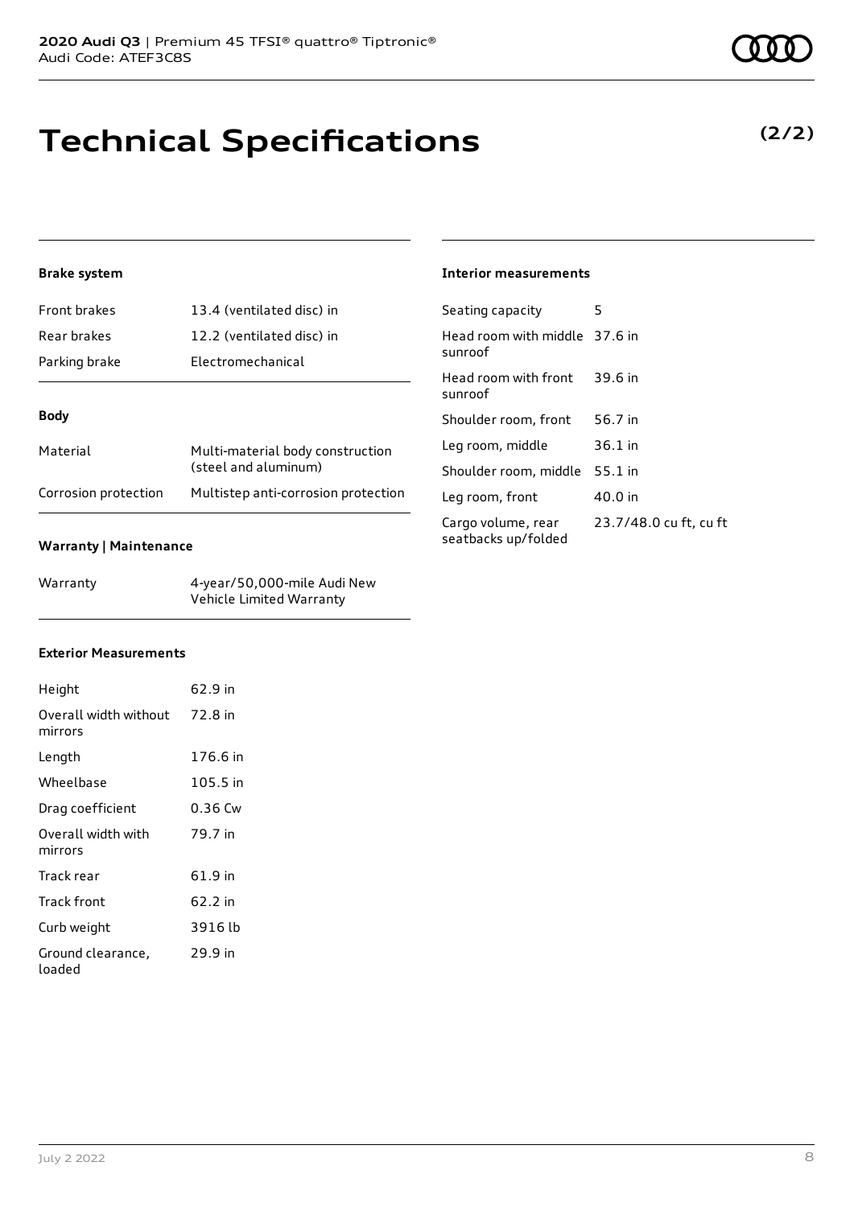# Technical Specifications

**(2/2)**

### Brake system

| | |
|---|---|
| Front brakes | 13.4 (ventilated disc) in |
| Rear brakes | 12.2 (ventilated disc) in |
| Parking brake | Electromechanical |

### Body

| | |
|---|---|
| Material | Multi-material body construction (steel and aluminum) |
| Corrosion protection | Multistep anti-corrosion protection |

### Warranty | Maintenance

| | |
|---|---|
| Warranty | 4-year/50,000-mile Audi New Vehicle Limited Warranty |

### Exterior Measurements

| | |
|---|---|
| Height | 62.9 in |
| Overall width without mirrors | 72.8 in |
| Length | 176.6 in |
| Wheelbase | 105.5 in |
| Drag coefficient | 0.36 Cw |
| Overall width with mirrors | 79.7 in |
| Track rear | 61.9 in |
| Track front | 62.2 in |
| Curb weight | 3916 lb |
| Ground clearance, loaded | 29.9 in |

### Interior measurements

| | |
|---|---|
| Seating capacity | 5 |
| Head room with middle sunroof | 37.6 in |
| Head room with front sunroof | 39.6 in |
| Shoulder room, front | 56.7 in |
| Leg room, middle | 36.1 in |
| Shoulder room, middle | 55.1 in |
| Leg room, front | 40.0 in |
| Cargo volume, rear seatbacks up/folded | 23.7/48.0 cu ft, cu ft |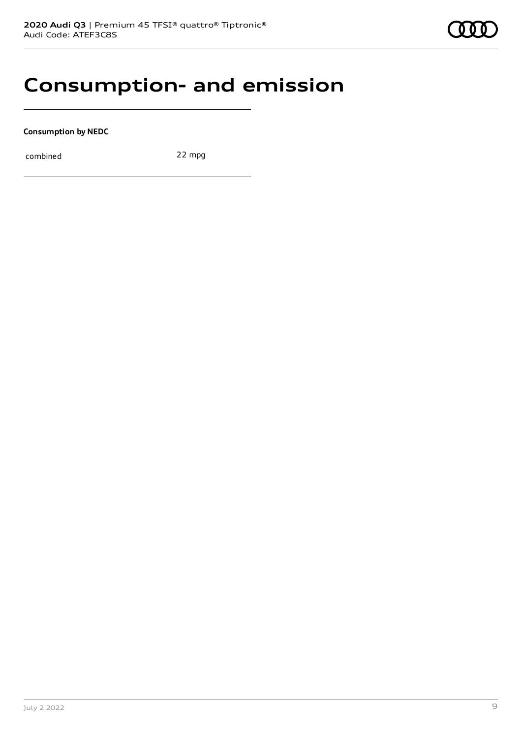# Consumption- and emission

**Consumption by NEDC**

| | |
|---|---|
| combined | 22 mpg |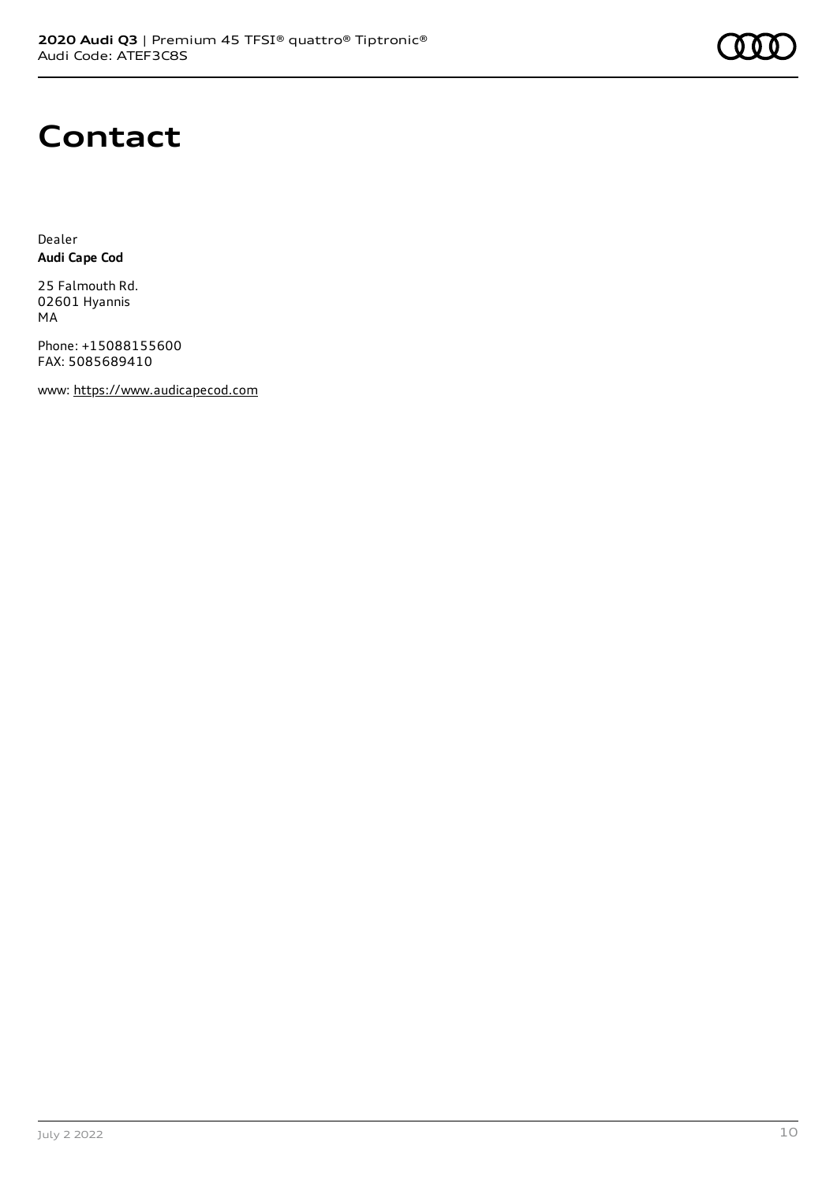# Contact

Dealer
**Audi Cape Cod**

25 Falmouth Rd.
02601 Hyannis
MA

Phone: +15088155600
FAX: 5085689410

www: https://www.audicapecod.com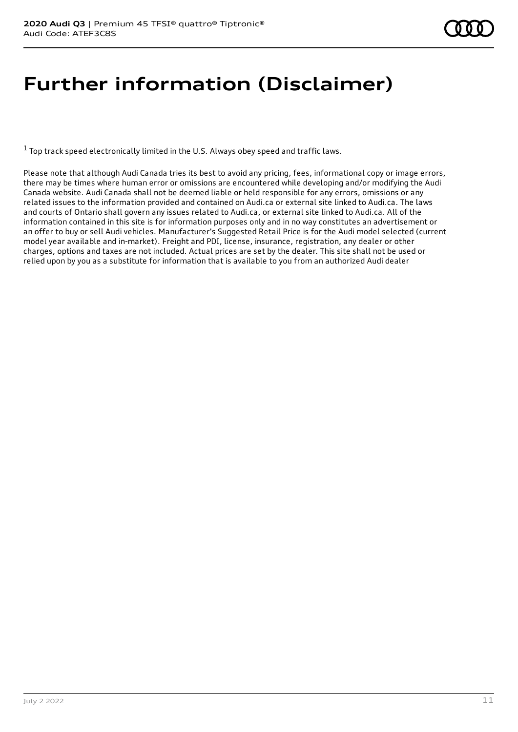# Further information (Disclaimer)

[1] Top track speed electronically limited in the U.S. Always obey speed and traffic laws.

Please note that although Audi Canada tries its best to avoid any pricing, fees, informational copy or image errors, there may be times where human error or omissions are encountered while developing and/or modifying the Audi Canada website. Audi Canada shall not be deemed liable or held responsible for any errors, omissions or any related issues to the information provided and contained on Audi.ca or external site linked to Audi.ca. The laws and courts of Ontario shall govern any issues related to Audi.ca, or external site linked to Audi.ca. All of the information contained in this site is for information purposes only and in no way constitutes an advertisement or an offer to buy or sell Audi vehicles. Manufacturer's Suggested Retail Price is for the Audi model selected (current model year available and in-market). Freight and PDI, license, insurance, registration, any dealer or other charges, options and taxes are not included. Actual prices are set by the dealer. This site shall not be used or relied upon by you as a substitute for information that is available to you from an authorized Audi dealer